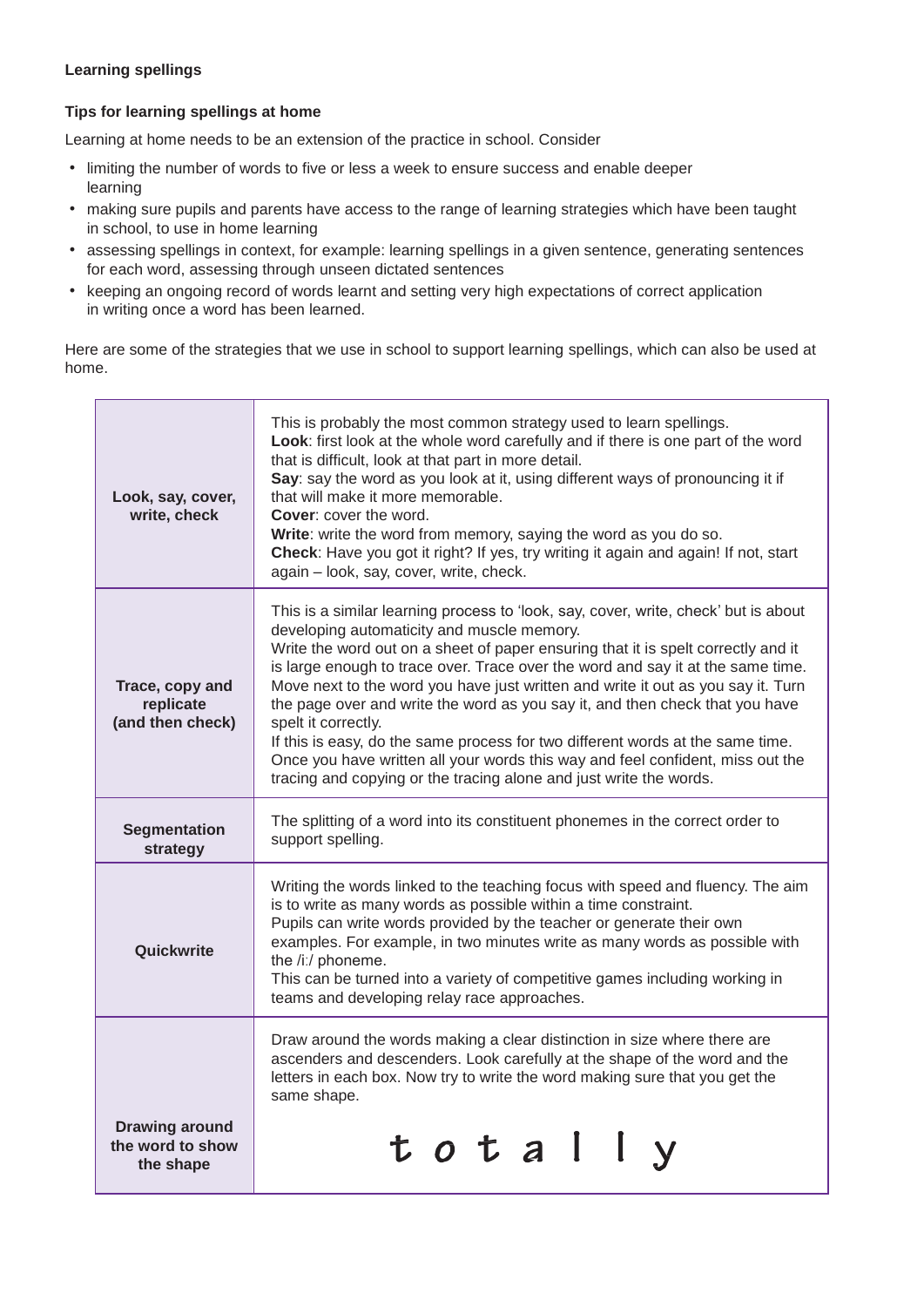**Learning spellings**

**Tips for learning spellings at home**

Learning at home needs to be an extension of the practice in school. Consider

- limiting the number of words to five or less a week to ensure success and enable deeper learning
- making sure pupils and parents have access to the range of learning strategies which have been taught in school, to use in home learning
- assessing spellings in context, for example: learning spellings in a given sentence, generating sentences for each word, assessing through unseen dictated sentences
- keeping an ongoing record of words learnt and setting very high expectations of correct application in writing once a word has been learned.

Here are some of the strategies that we use in school to support learning spellings, which can also be used at home.

| | |
|---|---|
| **Look, say, cover, write, check** | This is probably the most common strategy used to learn spellings.<br>**Look**: first look at the whole word carefully and if there is one part of the word that is difficult, look at that part in more detail.<br>**Say**: say the word as you look at it, using different ways of pronouncing it if that will make it more memorable.<br>**Cover**: cover the word.<br>**Write**: write the word from memory, saying the word as you do so.<br>**Check**: Have you got it right? If yes, try writing it again and again! If not, start again – look, say, cover, write, check. |
| **Trace, copy and replicate (and then check)** | This is a similar learning process to 'look, say, cover, write, check' but is about developing automaticity and muscle memory.<br>Write the word out on a sheet of paper ensuring that it is spelt correctly and it is large enough to trace over. Trace over the word and say it at the same time. Move next to the word you have just written and write it out as you say it. Turn the page over and write the word as you say it, and then check that you have spelt it correctly.<br>If this is easy, do the same process for two different words at the same time. Once you have written all your words this way and feel confident, miss out the tracing and copying or the tracing alone and just write the words. |
| **Segmentation strategy** | The splitting of a word into its constituent phonemes in the correct order to support spelling. |
| **Quickwrite** | Writing the words linked to the teaching focus with speed and fluency. The aim is to write as many words as possible within a time constraint.<br>Pupils can write words provided by the teacher or generate their own examples. For example, in two minutes write as many words as possible with the /iː/ phoneme.<br>This can be turned into a variety of competitive games including working in teams and developing relay race approaches. |
| **Drawing around the word to show the shape** | Draw around the words making a clear distinction in size where there are ascenders and descenders. Look carefully at the shape of the word and the letters in each box. Now try to write the word making sure that you get the same shape.<br>t o t a l l y |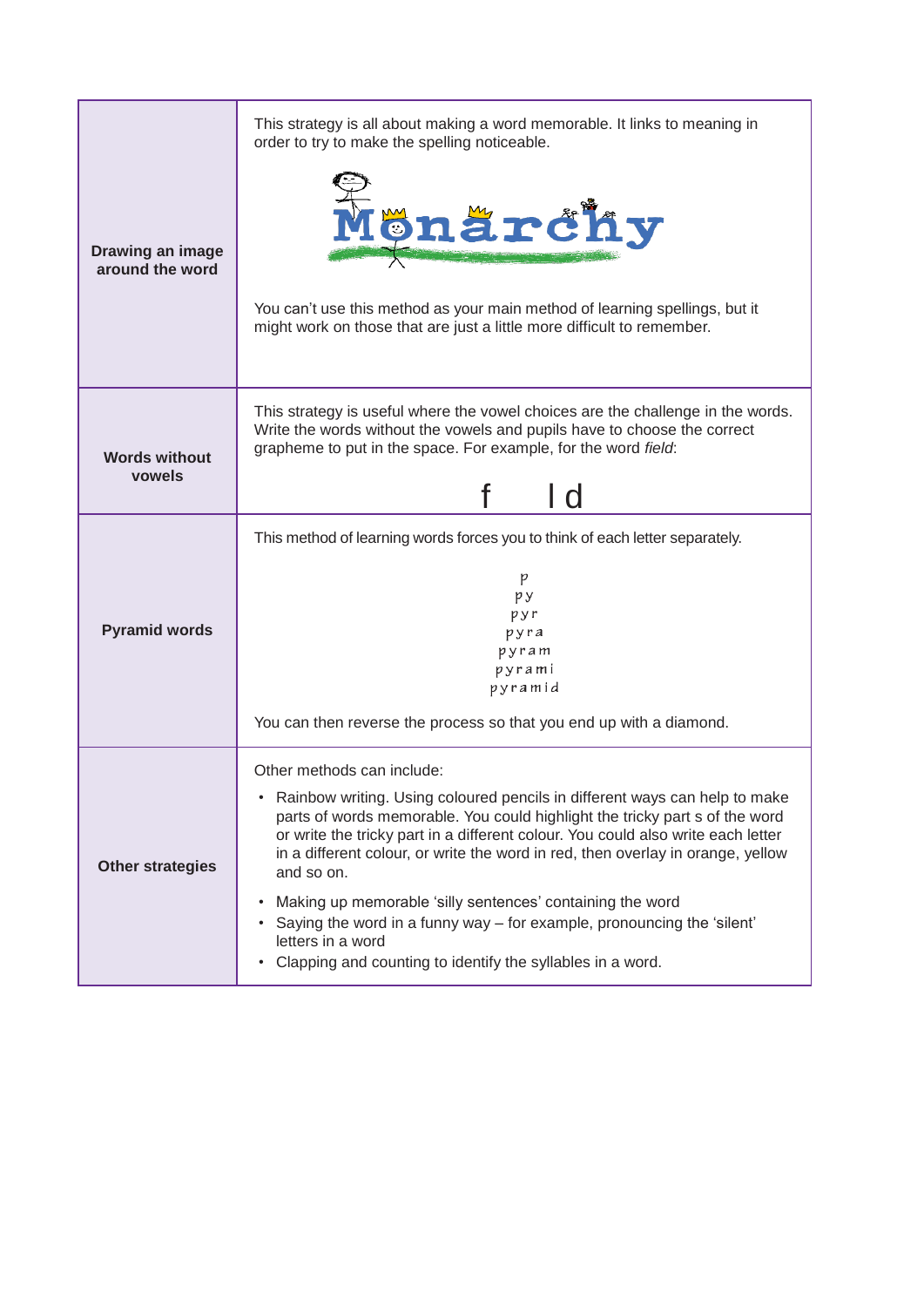| | |
|---|---|
| **Drawing an image around the word** | This strategy is all about making a word memorable. It links to meaning in order to try to make the spelling noticeable.<br><br>Monarchy<br><br>You can't use this method as your main method of learning spellings, but it might work on those that are just a little more difficult to remember. |
| **Words without vowels** | This strategy is useful where the vowel choices are the challenge in the words. Write the words without the vowels and pupils have to choose the correct grapheme to put in the space. For example, for the word *field*:<br><br>f &nbsp;&nbsp;&nbsp; l d |
| **Pyramid words** | This method of learning words forces you to think of each letter separately.<br><br>p<br>py<br>pyr<br>pyra<br>pyram<br>pyrami<br>pyramid<br><br>You can then reverse the process so that you end up with a diamond. |
| **Other strategies** | Other methods can include:<br>• Rainbow writing. Using coloured pencils in different ways can help to make parts of words memorable. You could highlight the tricky part s of the word or write the tricky part in a different colour. You could also write each letter in a different colour, or write the word in red, then overlay in orange, yellow and so on.<br>• Making up memorable 'silly sentences' containing the word<br>• Saying the word in a funny way – for example, pronouncing the 'silent' letters in a word<br>• Clapping and counting to identify the syllables in a word. |